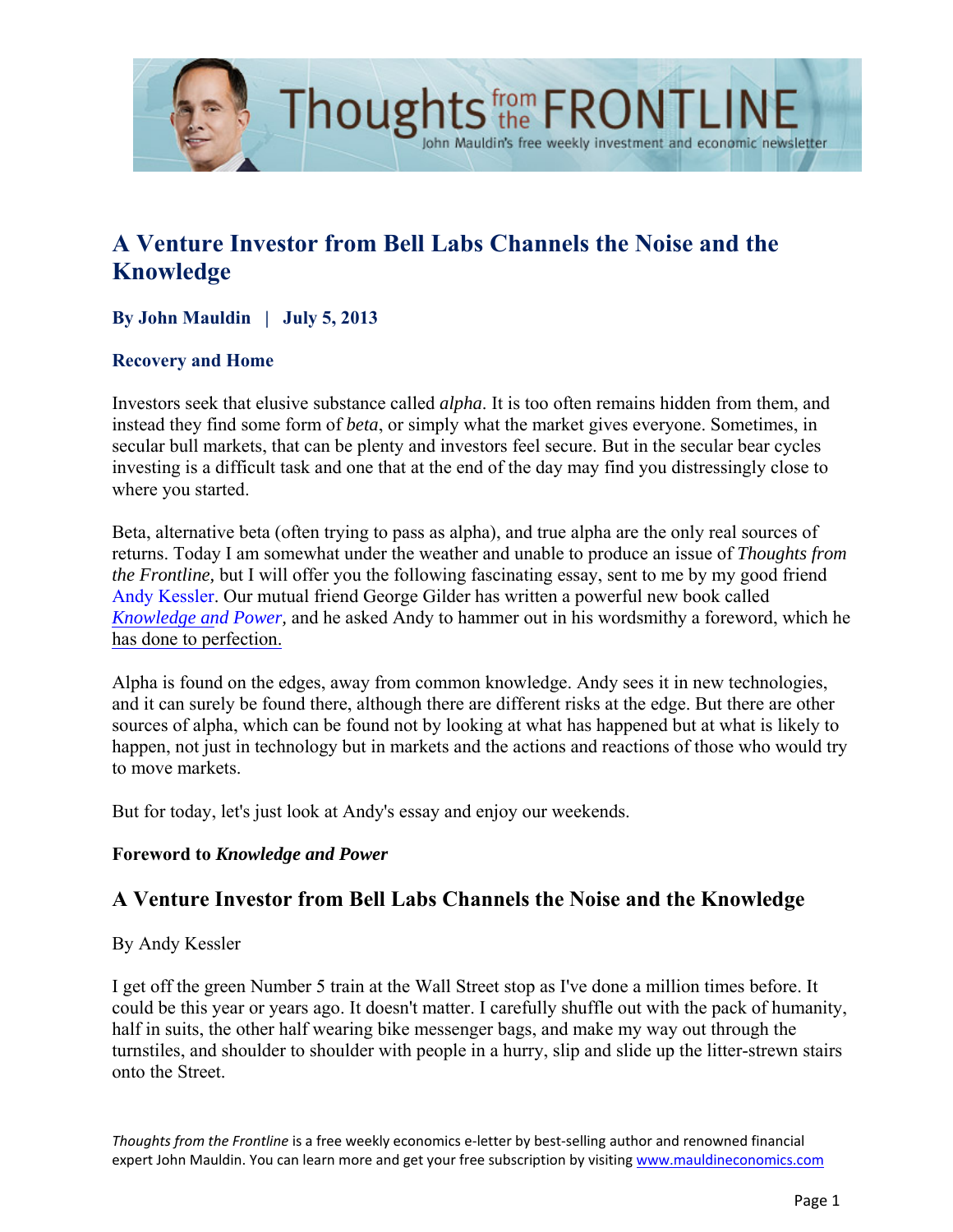# A Venture Investor from Bell Labs Channels the Noise and the Knowledge

**By John Mauldin | July 5, 2013**

### Recovery and Home

Investors seek that elusive substance called *alpha*. It is too often remains hidden from them, and instead they find some form of *beta*, or simply what the market gives everyone. Sometimes, in secular bull markets, that can be plenty and investors feel secure. But in the secular bear cycles investing is a difficult task and one that at the end of the day may find you distressingly close to where you started.

Beta, alternative beta (often trying to pass as alpha), and true alpha are the only real sources of returns. Today I am somewhat under the weather and unable to produce an issue of *Thoughts from the Frontline,* but I will offer you the following fascinating essay, sent to me by my good friend Andy Kessler. Our mutual friend George Gilder has written a powerful new book called *Knowledge and Power,* and he asked Andy to hammer out in his wordsmithy a foreword, which he has done to perfection.

Alpha is found on the edges, away from common knowledge. Andy sees it in new technologies, and it can surely be found there, although there are different risks at the edge. But there are other sources of alpha, which can be found not by looking at what has happened but at what is likely to happen, not just in technology but in markets and the actions and reactions of those who would try to move markets.

But for today, let's just look at Andy's essay and enjoy our weekends.

**Foreword to *Knowledge and Power***

## A Venture Investor from Bell Labs Channels the Noise and the Knowledge

By Andy Kessler

I get off the green Number 5 train at the Wall Street stop as I've done a million times before. It could be this year or years ago. It doesn't matter. I carefully shuffle out with the pack of humanity, half in suits, the other half wearing bike messenger bags, and make my way out through the turnstiles, and shoulder to shoulder with people in a hurry, slip and slide up the litter-strewn stairs onto the Street.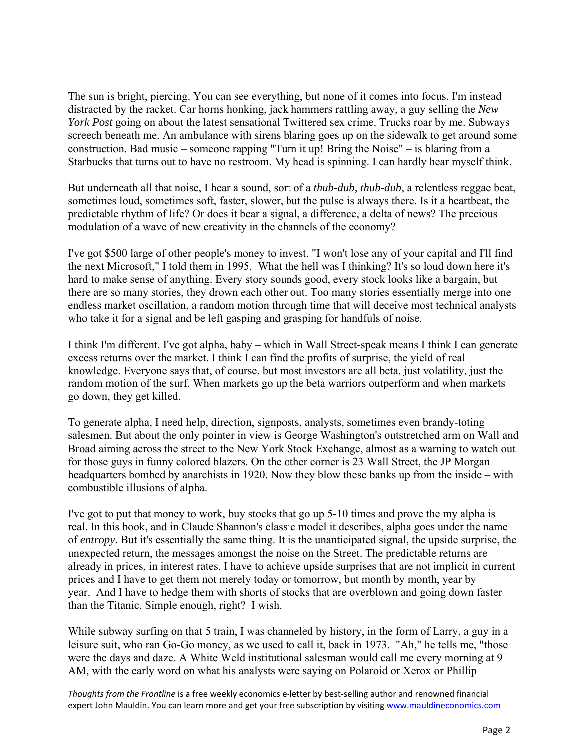The sun is bright, piercing. You can see everything, but none of it comes into focus. I'm instead distracted by the racket. Car horns honking, jack hammers rattling away, a guy selling the *New York Post* going on about the latest sensational Twittered sex crime. Trucks roar by me. Subways screech beneath me. An ambulance with sirens blaring goes up on the sidewalk to get around some construction. Bad music – someone rapping "Turn it up! Bring the Noise" – is blaring from a Starbucks that turns out to have no restroom. My head is spinning. I can hardly hear myself think.

But underneath all that noise, I hear a sound, sort of a *thub-dub, thub-dub*, a relentless reggae beat, sometimes loud, sometimes soft, faster, slower, but the pulse is always there. Is it a heartbeat, the predictable rhythm of life? Or does it bear a signal, a difference, a delta of news? The precious modulation of a wave of new creativity in the channels of the economy?

I've got $500 large of other people's money to invest. "I won't lose any of your capital and I'll find the next Microsoft," I told them in 1995. What the hell was I thinking? It's so loud down here it's hard to make sense of anything. Every story sounds good, every stock looks like a bargain, but there are so many stories, they drown each other out. Too many stories essentially merge into one endless market oscillation, a random motion through time that will deceive most technical analysts who take it for a signal and be left gasping and grasping for handfuls of noise.

I think I'm different. I've got alpha, baby – which in Wall Street-speak means I think I can generate excess returns over the market. I think I can find the profits of surprise, the yield of real knowledge. Everyone says that, of course, but most investors are all beta, just volatility, just the random motion of the surf. When markets go up the beta warriors outperform and when markets go down, they get killed.

To generate alpha, I need help, direction, signposts, analysts, sometimes even brandy-toting salesmen. But about the only pointer in view is George Washington's outstretched arm on Wall and Broad aiming across the street to the New York Stock Exchange, almost as a warning to watch out for those guys in funny colored blazers. On the other corner is 23 Wall Street, the JP Morgan headquarters bombed by anarchists in 1920. Now they blow these banks up from the inside – with combustible illusions of alpha.

I've got to put that money to work, buy stocks that go up 5-10 times and prove the my alpha is real. In this book, and in Claude Shannon's classic model it describes, alpha goes under the name of *entropy*. But it's essentially the same thing. It is the unanticipated signal, the upside surprise, the unexpected return, the messages amongst the noise on the Street. The predictable returns are already in prices, in interest rates. I have to achieve upside surprises that are not implicit in current prices and I have to get them not merely today or tomorrow, but month by month, year by year. And I have to hedge them with shorts of stocks that are overblown and going down faster than the Titanic. Simple enough, right? I wish.

While subway surfing on that 5 train, I was channeled by history, in the form of Larry, a guy in a leisure suit, who ran Go-Go money, as we used to call it, back in 1973. "Ah," he tells me, "those were the days and daze. A White Weld institutional salesman would call me every morning at 9 AM, with the early word on what his analysts were saying on Polaroid or Xerox or Phillip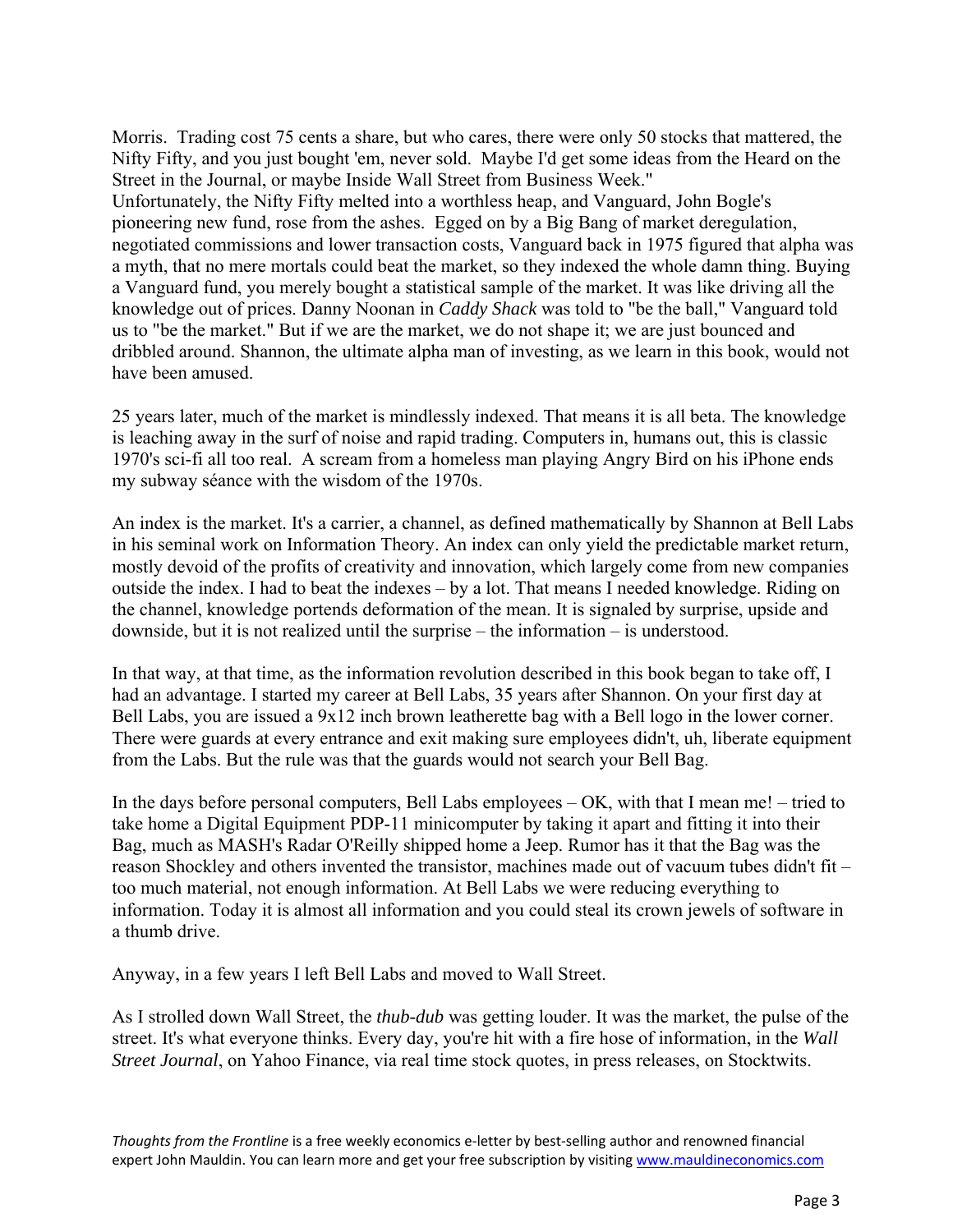Morris. Trading cost 75 cents a share, but who cares, there were only 50 stocks that mattered, the Nifty Fifty, and you just bought 'em, never sold. Maybe I'd get some ideas from the Heard on the Street in the Journal, or maybe Inside Wall Street from Business Week."
Unfortunately, the Nifty Fifty melted into a worthless heap, and Vanguard, John Bogle's pioneering new fund, rose from the ashes. Egged on by a Big Bang of market deregulation, negotiated commissions and lower transaction costs, Vanguard back in 1975 figured that alpha was a myth, that no mere mortals could beat the market, so they indexed the whole damn thing. Buying a Vanguard fund, you merely bought a statistical sample of the market. It was like driving all the knowledge out of prices. Danny Noonan in *Caddy Shack* was told to "be the ball," Vanguard told us to "be the market." But if we are the market, we do not shape it; we are just bounced and dribbled around. Shannon, the ultimate alpha man of investing, as we learn in this book, would not have been amused.

25 years later, much of the market is mindlessly indexed. That means it is all beta. The knowledge is leaching away in the surf of noise and rapid trading. Computers in, humans out, this is classic 1970's sci-fi all too real. A scream from a homeless man playing Angry Bird on his iPhone ends my subway séance with the wisdom of the 1970s.

An index is the market. It's a carrier, a channel, as defined mathematically by Shannon at Bell Labs in his seminal work on Information Theory. An index can only yield the predictable market return, mostly devoid of the profits of creativity and innovation, which largely come from new companies outside the index. I had to beat the indexes – by a lot. That means I needed knowledge. Riding on the channel, knowledge portends deformation of the mean. It is signaled by surprise, upside and downside, but it is not realized until the surprise – the information – is understood.

In that way, at that time, as the information revolution described in this book began to take off, I had an advantage. I started my career at Bell Labs, 35 years after Shannon. On your first day at Bell Labs, you are issued a 9x12 inch brown leatherette bag with a Bell logo in the lower corner. There were guards at every entrance and exit making sure employees didn't, uh, liberate equipment from the Labs. But the rule was that the guards would not search your Bell Bag.

In the days before personal computers, Bell Labs employees – OK, with that I mean me! – tried to take home a Digital Equipment PDP-11 minicomputer by taking it apart and fitting it into their Bag, much as MASH's Radar O'Reilly shipped home a Jeep. Rumor has it that the Bag was the reason Shockley and others invented the transistor, machines made out of vacuum tubes didn't fit – too much material, not enough information. At Bell Labs we were reducing everything to information. Today it is almost all information and you could steal its crown jewels of software in a thumb drive.

Anyway, in a few years I left Bell Labs and moved to Wall Street.

As I strolled down Wall Street, the *thub-dub* was getting louder. It was the market, the pulse of the street. It's what everyone thinks. Every day, you're hit with a fire hose of information, in the *Wall Street Journal*, on Yahoo Finance, via real time stock quotes, in press releases, on Stocktwits.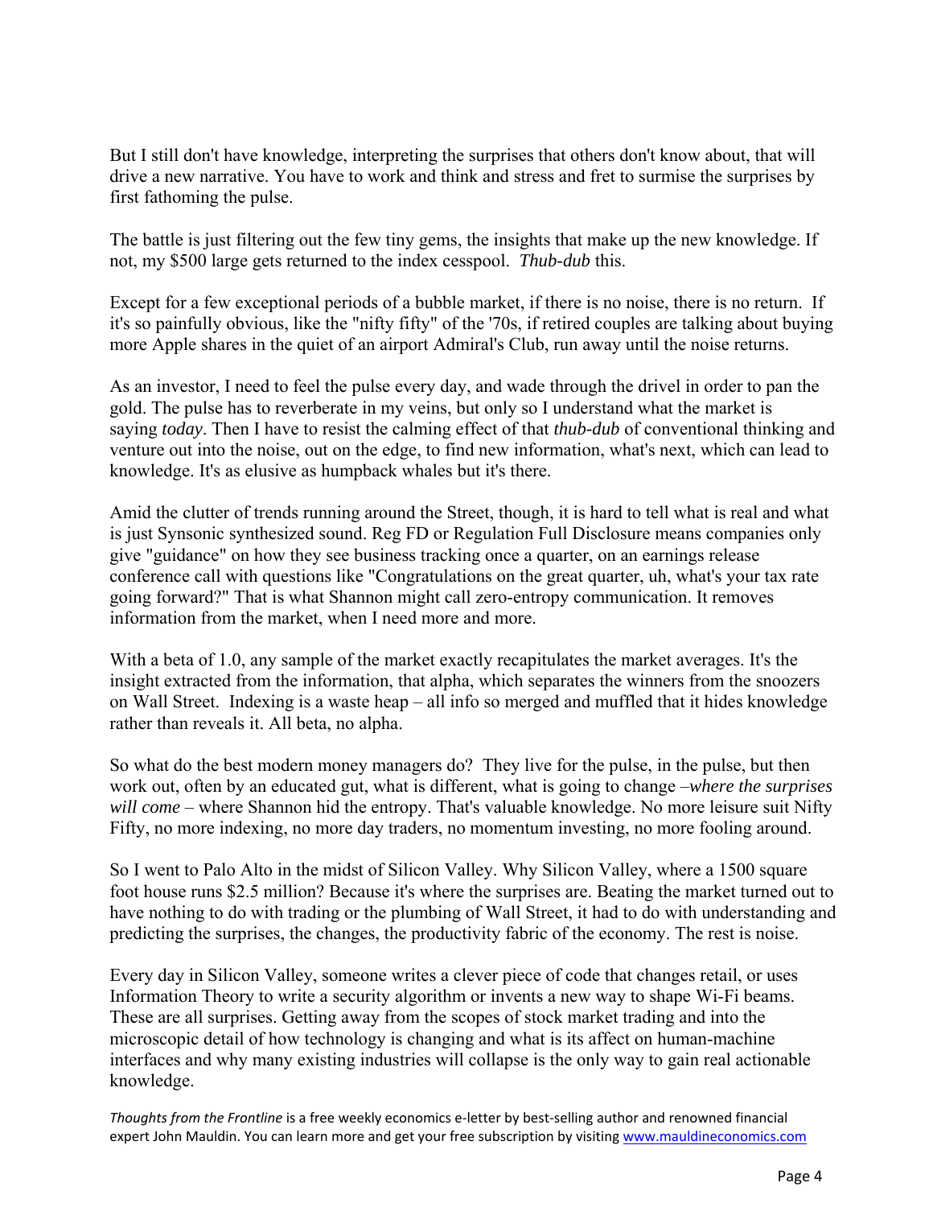But I still don't have knowledge, interpreting the surprises that others don't know about, that will drive a new narrative. You have to work and think and stress and fret to surmise the surprises by first fathoming the pulse.

The battle is just filtering out the few tiny gems, the insights that make up the new knowledge. If not, my $500 large gets returned to the index cesspool. *Thub-dub* this.

Except for a few exceptional periods of a bubble market, if there is no noise, there is no return. If it's so painfully obvious, like the "nifty fifty" of the '70s, if retired couples are talking about buying more Apple shares in the quiet of an airport Admiral's Club, run away until the noise returns.

As an investor, I need to feel the pulse every day, and wade through the drivel in order to pan the gold. The pulse has to reverberate in my veins, but only so I understand what the market is saying *today*. Then I have to resist the calming effect of that *thub-dub* of conventional thinking and venture out into the noise, out on the edge, to find new information, what's next, which can lead to knowledge. It's as elusive as humpback whales but it's there.

Amid the clutter of trends running around the Street, though, it is hard to tell what is real and what is just Synsonic synthesized sound. Reg FD or Regulation Full Disclosure means companies only give "guidance" on how they see business tracking once a quarter, on an earnings release conference call with questions like "Congratulations on the great quarter, uh, what's your tax rate going forward?" That is what Shannon might call zero-entropy communication. It removes information from the market, when I need more and more.

With a beta of 1.0, any sample of the market exactly recapitulates the market averages. It's the insight extracted from the information, that alpha, which separates the winners from the snoozers on Wall Street. Indexing is a waste heap – all info so merged and muffled that it hides knowledge rather than reveals it. All beta, no alpha.

So what do the best modern money managers do? They live for the pulse, in the pulse, but then work out, often by an educated gut, what is different, what is going to change –*where the surprises will come* – where Shannon hid the entropy. That's valuable knowledge. No more leisure suit Nifty Fifty, no more indexing, no more day traders, no momentum investing, no more fooling around.

So I went to Palo Alto in the midst of Silicon Valley. Why Silicon Valley, where a 1500 square foot house runs $2.5 million? Because it's where the surprises are. Beating the market turned out to have nothing to do with trading or the plumbing of Wall Street, it had to do with understanding and predicting the surprises, the changes, the productivity fabric of the economy. The rest is noise.

Every day in Silicon Valley, someone writes a clever piece of code that changes retail, or uses Information Theory to write a security algorithm or invents a new way to shape Wi-Fi beams. These are all surprises. Getting away from the scopes of stock market trading and into the microscopic detail of how technology is changing and what is its affect on human-machine interfaces and why many existing industries will collapse is the only way to gain real actionable knowledge.

*Thoughts from the Frontline* is a free weekly economics e-letter by best-selling author and renowned financial expert John Mauldin. You can learn more and get your free subscription by visiting www.mauldineconomics.com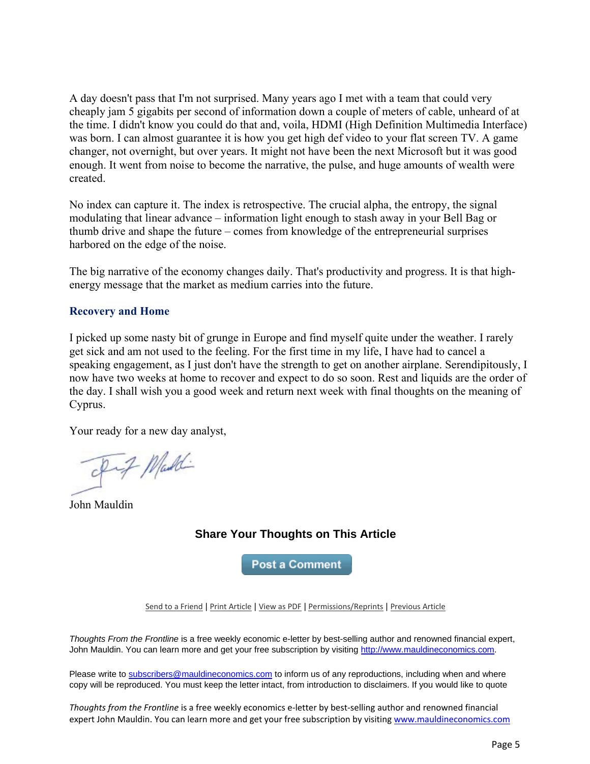A day doesn't pass that I'm not surprised. Many years ago I met with a team that could very cheaply jam 5 gigabits per second of information down a couple of meters of cable, unheard of at the time. I didn't know you could do that and, voila, HDMI (High Definition Multimedia Interface) was born. I can almost guarantee it is how you get high def video to your flat screen TV. A game changer, not overnight, but over years. It might not have been the next Microsoft but it was good enough. It went from noise to become the narrative, the pulse, and huge amounts of wealth were created.

No index can capture it. The index is retrospective. The crucial alpha, the entropy, the signal modulating that linear advance – information light enough to stash away in your Bell Bag or thumb drive and shape the future – comes from knowledge of the entrepreneurial surprises harbored on the edge of the noise.

The big narrative of the economy changes daily. That's productivity and progress. It is that high-energy message that the market as medium carries into the future.

## Recovery and Home

I picked up some nasty bit of grunge in Europe and find myself quite under the weather. I rarely get sick and am not used to the feeling. For the first time in my life, I have had to cancel a speaking engagement, as I just don't have the strength to get on another airplane. Serendipitously, I now have two weeks at home to recover and expect to do so soon. Rest and liquids are the order of the day. I shall wish you a good week and return next week with final thoughts on the meaning of Cyprus.

Your ready for a new day analyst,

John Mauldin

### Share Your Thoughts on This Article

Post a Comment

Send to a Friend | Print Article | View as PDF | Permissions/Reprints | Previous Article

*Thoughts From the Frontline* is a free weekly economic e-letter by best-selling author and renowned financial expert, John Mauldin. You can learn more and get your free subscription by visiting http://www.mauldineconomics.com.

Please write to subscribers@mauldineconomics.com to inform us of any reproductions, including when and where copy will be reproduced. You must keep the letter intact, from introduction to disclaimers. If you would like to quote

*Thoughts from the Frontline* is a free weekly economics e-letter by best-selling author and renowned financial expert John Mauldin. You can learn more and get your free subscription by visiting www.mauldineconomics.com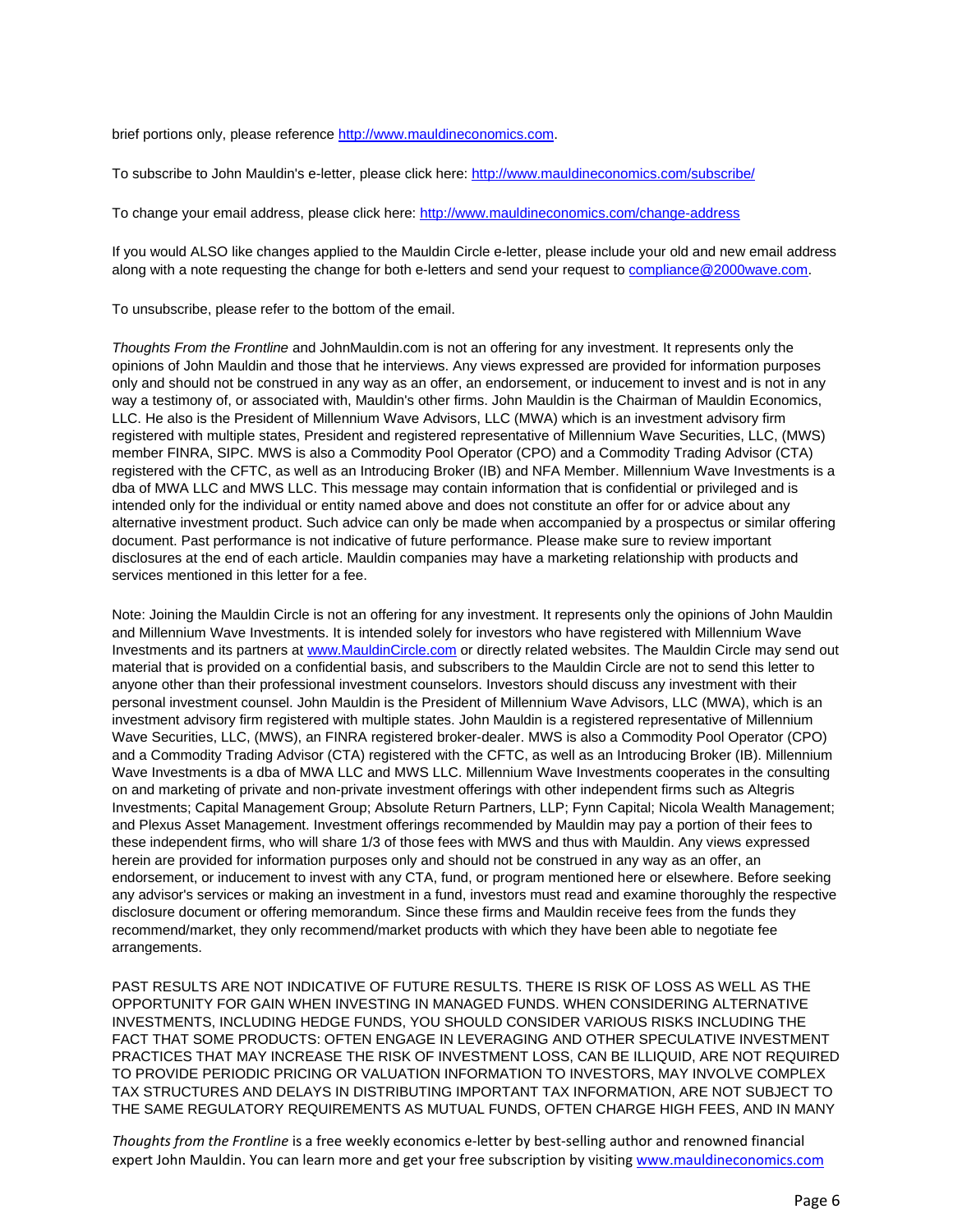brief portions only, please reference http://www.mauldineconomics.com.

To subscribe to John Mauldin's e-letter, please click here: http://www.mauldineconomics.com/subscribe/

To change your email address, please click here: http://www.mauldineconomics.com/change-address

If you would ALSO like changes applied to the Mauldin Circle e-letter, please include your old and new email address along with a note requesting the change for both e-letters and send your request to compliance@2000wave.com.

To unsubscribe, please refer to the bottom of the email.

*Thoughts From the Frontline* and JohnMauldin.com is not an offering for any investment. It represents only the opinions of John Mauldin and those that he interviews. Any views expressed are provided for information purposes only and should not be construed in any way as an offer, an endorsement, or inducement to invest and is not in any way a testimony of, or associated with, Mauldin's other firms. John Mauldin is the Chairman of Mauldin Economics, LLC. He also is the President of Millennium Wave Advisors, LLC (MWA) which is an investment advisory firm registered with multiple states, President and registered representative of Millennium Wave Securities, LLC, (MWS) member FINRA, SIPC. MWS is also a Commodity Pool Operator (CPO) and a Commodity Trading Advisor (CTA) registered with the CFTC, as well as an Introducing Broker (IB) and NFA Member. Millennium Wave Investments is a dba of MWA LLC and MWS LLC. This message may contain information that is confidential or privileged and is intended only for the individual or entity named above and does not constitute an offer for or advice about any alternative investment product. Such advice can only be made when accompanied by a prospectus or similar offering document. Past performance is not indicative of future performance. Please make sure to review important disclosures at the end of each article. Mauldin companies may have a marketing relationship with products and services mentioned in this letter for a fee.

Note: Joining the Mauldin Circle is not an offering for any investment. It represents only the opinions of John Mauldin and Millennium Wave Investments. It is intended solely for investors who have registered with Millennium Wave Investments and its partners at www.MauldinCircle.com or directly related websites. The Mauldin Circle may send out material that is provided on a confidential basis, and subscribers to the Mauldin Circle are not to send this letter to anyone other than their professional investment counselors. Investors should discuss any investment with their personal investment counsel. John Mauldin is the President of Millennium Wave Advisors, LLC (MWA), which is an investment advisory firm registered with multiple states. John Mauldin is a registered representative of Millennium Wave Securities, LLC, (MWS), an FINRA registered broker-dealer. MWS is also a Commodity Pool Operator (CPO) and a Commodity Trading Advisor (CTA) registered with the CFTC, as well as an Introducing Broker (IB). Millennium Wave Investments is a dba of MWA LLC and MWS LLC. Millennium Wave Investments cooperates in the consulting on and marketing of private and non-private investment offerings with other independent firms such as Altegris Investments; Capital Management Group; Absolute Return Partners, LLP; Fynn Capital; Nicola Wealth Management; and Plexus Asset Management. Investment offerings recommended by Mauldin may pay a portion of their fees to these independent firms, who will share 1/3 of those fees with MWS and thus with Mauldin. Any views expressed herein are provided for information purposes only and should not be construed in any way as an offer, an endorsement, or inducement to invest with any CTA, fund, or program mentioned here or elsewhere. Before seeking any advisor's services or making an investment in a fund, investors must read and examine thoroughly the respective disclosure document or offering memorandum. Since these firms and Mauldin receive fees from the funds they recommend/market, they only recommend/market products with which they have been able to negotiate fee arrangements.

PAST RESULTS ARE NOT INDICATIVE OF FUTURE RESULTS. THERE IS RISK OF LOSS AS WELL AS THE OPPORTUNITY FOR GAIN WHEN INVESTING IN MANAGED FUNDS. WHEN CONSIDERING ALTERNATIVE INVESTMENTS, INCLUDING HEDGE FUNDS, YOU SHOULD CONSIDER VARIOUS RISKS INCLUDING THE FACT THAT SOME PRODUCTS: OFTEN ENGAGE IN LEVERAGING AND OTHER SPECULATIVE INVESTMENT PRACTICES THAT MAY INCREASE THE RISK OF INVESTMENT LOSS, CAN BE ILLIQUID, ARE NOT REQUIRED TO PROVIDE PERIODIC PRICING OR VALUATION INFORMATION TO INVESTORS, MAY INVOLVE COMPLEX TAX STRUCTURES AND DELAYS IN DISTRIBUTING IMPORTANT TAX INFORMATION, ARE NOT SUBJECT TO THE SAME REGULATORY REQUIREMENTS AS MUTUAL FUNDS, OFTEN CHARGE HIGH FEES, AND IN MANY

*Thoughts from the Frontline* is a free weekly economics e-letter by best-selling author and renowned financial expert John Mauldin. You can learn more and get your free subscription by visiting www.mauldineconomics.com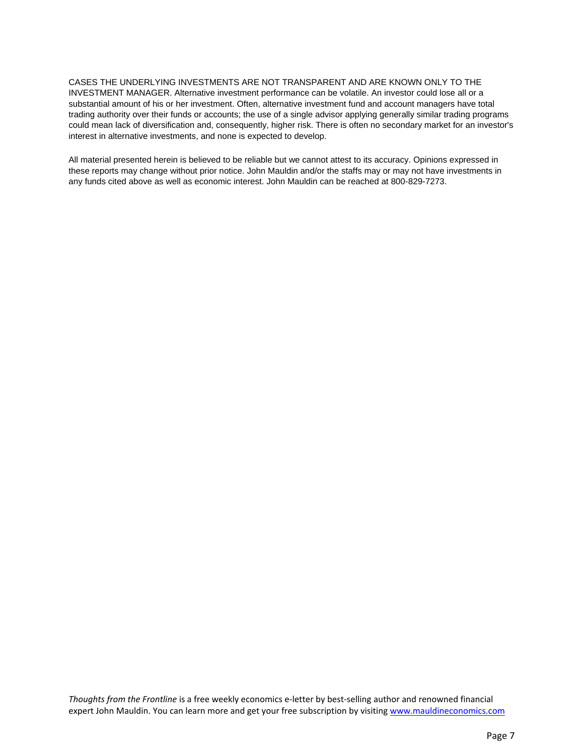CASES THE UNDERLYING INVESTMENTS ARE NOT TRANSPARENT AND ARE KNOWN ONLY TO THE INVESTMENT MANAGER. Alternative investment performance can be volatile. An investor could lose all or a substantial amount of his or her investment. Often, alternative investment fund and account managers have total trading authority over their funds or accounts; the use of a single advisor applying generally similar trading programs could mean lack of diversification and, consequently, higher risk. There is often no secondary market for an investor's interest in alternative investments, and none is expected to develop.

All material presented herein is believed to be reliable but we cannot attest to its accuracy. Opinions expressed in these reports may change without prior notice. John Mauldin and/or the staffs may or may not have investments in any funds cited above as well as economic interest. John Mauldin can be reached at 800-829-7273.

*Thoughts from the Frontline* is a free weekly economics e-letter by best-selling author and renowned financial expert John Mauldin. You can learn more and get your free subscription by visiting www.mauldineconomics.com